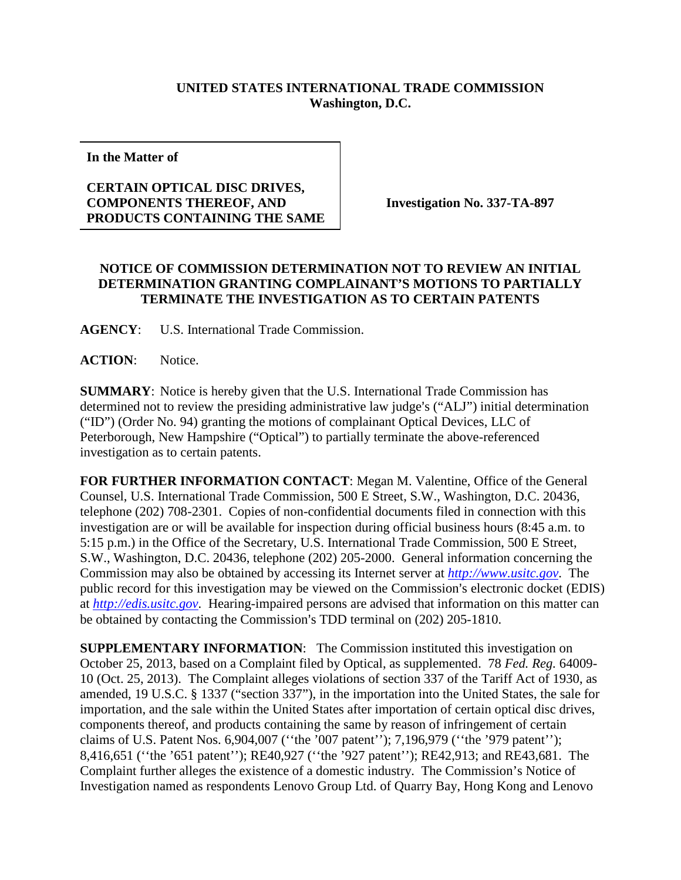**UNITED STATES INTERNATIONAL TRADE COMMISSION**
**Washington, D.C.**

| In the Matter of<br><br>**CERTAIN OPTICAL DISC DRIVES, COMPONENTS THEREOF, AND PRODUCTS CONTAINING THE SAME** | **Investigation No. 337-TA-897** |
|---|---|

**NOTICE OF COMMISSION DETERMINATION NOT TO REVIEW AN INITIAL DETERMINATION GRANTING COMPLAINANT'S MOTIONS TO PARTIALLY TERMINATE THE INVESTIGATION AS TO CERTAIN PATENTS**

**AGENCY**: U.S. International Trade Commission.

**ACTION**: Notice.

**SUMMARY**: Notice is hereby given that the U.S. International Trade Commission has determined not to review the presiding administrative law judge's ("ALJ") initial determination ("ID") (Order No. 94) granting the motions of complainant Optical Devices, LLC of Peterborough, New Hampshire ("Optical") to partially terminate the above-referenced investigation as to certain patents.

**FOR FURTHER INFORMATION CONTACT**: Megan M. Valentine, Office of the General Counsel, U.S. International Trade Commission, 500 E Street, S.W., Washington, D.C. 20436, telephone (202) 708-2301. Copies of non-confidential documents filed in connection with this investigation are or will be available for inspection during official business hours (8:45 a.m. to 5:15 p.m.) in the Office of the Secretary, U.S. International Trade Commission, 500 E Street, S.W., Washington, D.C. 20436, telephone (202) 205-2000. General information concerning the Commission may also be obtained by accessing its Internet server at *http://www.usitc.gov*. The public record for this investigation may be viewed on the Commission's electronic docket (EDIS) at *http://edis.usitc.gov*. Hearing-impaired persons are advised that information on this matter can be obtained by contacting the Commission's TDD terminal on (202) 205-1810.

**SUPPLEMENTARY INFORMATION**: The Commission instituted this investigation on October 25, 2013, based on a Complaint filed by Optical, as supplemented. 78 *Fed. Reg.* 64009-10 (Oct. 25, 2013). The Complaint alleges violations of section 337 of the Tariff Act of 1930, as amended, 19 U.S.C. § 1337 ("section 337"), in the importation into the United States, the sale for importation, and the sale within the United States after importation of certain optical disc drives, components thereof, and products containing the same by reason of infringement of certain claims of U.S. Patent Nos. 6,904,007 (''the '007 patent''); 7,196,979 (''the '979 patent''); 8,416,651 (''the '651 patent''); RE40,927 (''the '927 patent''); RE42,913; and RE43,681. The Complaint further alleges the existence of a domestic industry. The Commission's Notice of Investigation named as respondents Lenovo Group Ltd. of Quarry Bay, Hong Kong and Lenovo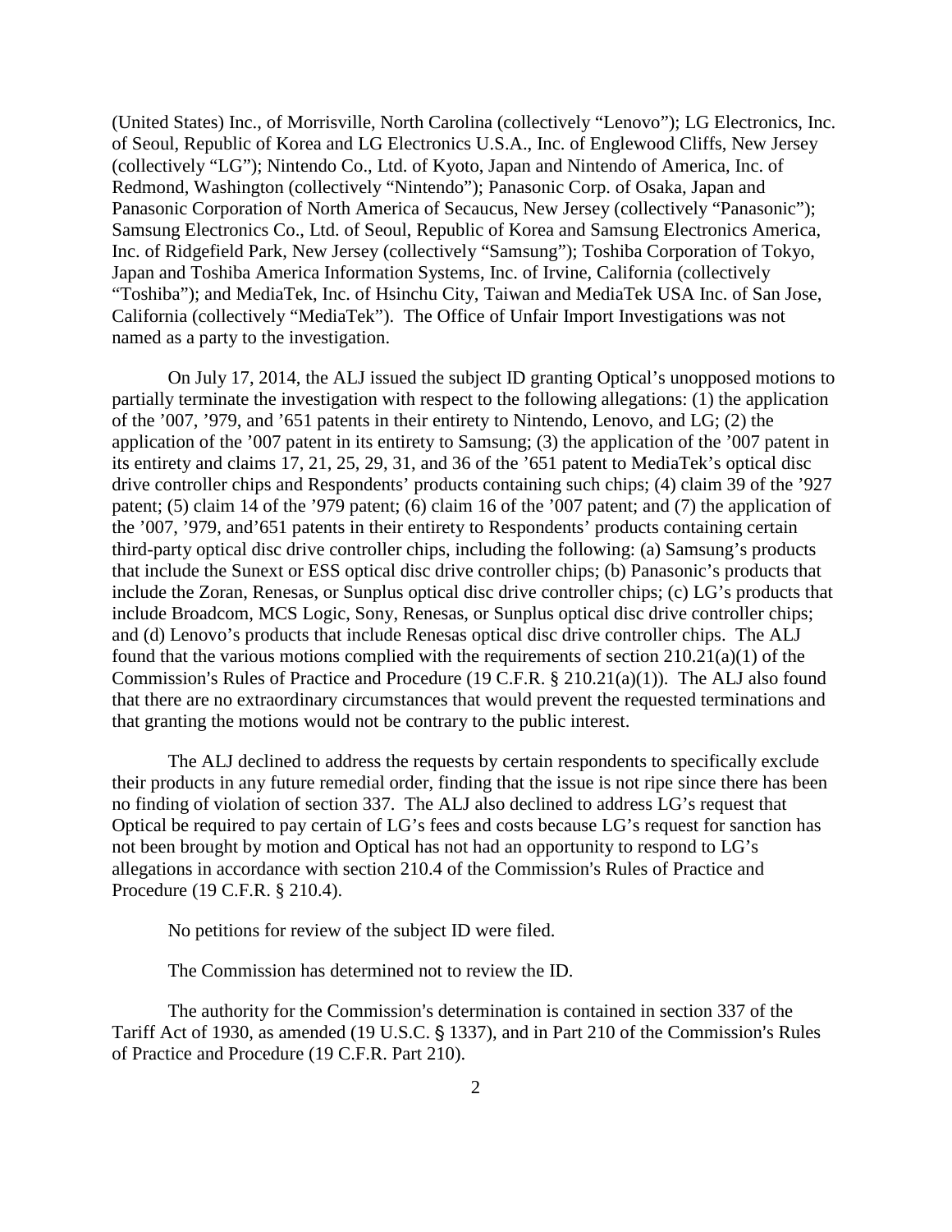(United States) Inc., of Morrisville, North Carolina (collectively "Lenovo"); LG Electronics, Inc. of Seoul, Republic of Korea and LG Electronics U.S.A., Inc. of Englewood Cliffs, New Jersey (collectively "LG"); Nintendo Co., Ltd. of Kyoto, Japan and Nintendo of America, Inc. of Redmond, Washington (collectively "Nintendo"); Panasonic Corp. of Osaka, Japan and Panasonic Corporation of North America of Secaucus, New Jersey (collectively "Panasonic"); Samsung Electronics Co., Ltd. of Seoul, Republic of Korea and Samsung Electronics America, Inc. of Ridgefield Park, New Jersey (collectively "Samsung"); Toshiba Corporation of Tokyo, Japan and Toshiba America Information Systems, Inc. of Irvine, California (collectively "Toshiba"); and MediaTek, Inc. of Hsinchu City, Taiwan and MediaTek USA Inc. of San Jose, California (collectively "MediaTek"). The Office of Unfair Import Investigations was not named as a party to the investigation.

On July 17, 2014, the ALJ issued the subject ID granting Optical's unopposed motions to partially terminate the investigation with respect to the following allegations: (1) the application of the '007, '979, and '651 patents in their entirety to Nintendo, Lenovo, and LG; (2) the application of the '007 patent in its entirety to Samsung; (3) the application of the '007 patent in its entirety and claims 17, 21, 25, 29, 31, and 36 of the '651 patent to MediaTek's optical disc drive controller chips and Respondents' products containing such chips; (4) claim 39 of the '927 patent; (5) claim 14 of the '979 patent; (6) claim 16 of the '007 patent; and (7) the application of the '007, '979, and'651 patents in their entirety to Respondents' products containing certain third-party optical disc drive controller chips, including the following: (a) Samsung's products that include the Sunext or ESS optical disc drive controller chips; (b) Panasonic's products that include the Zoran, Renesas, or Sunplus optical disc drive controller chips; (c) LG's products that include Broadcom, MCS Logic, Sony, Renesas, or Sunplus optical disc drive controller chips; and (d) Lenovo's products that include Renesas optical disc drive controller chips. The ALJ found that the various motions complied with the requirements of section 210.21(a)(1) of the Commission's Rules of Practice and Procedure (19 C.F.R. § 210.21(a)(1)). The ALJ also found that there are no extraordinary circumstances that would prevent the requested terminations and that granting the motions would not be contrary to the public interest.

The ALJ declined to address the requests by certain respondents to specifically exclude their products in any future remedial order, finding that the issue is not ripe since there has been no finding of violation of section 337. The ALJ also declined to address LG's request that Optical be required to pay certain of LG's fees and costs because LG's request for sanction has not been brought by motion and Optical has not had an opportunity to respond to LG's allegations in accordance with section 210.4 of the Commission's Rules of Practice and Procedure (19 C.F.R. § 210.4).

No petitions for review of the subject ID were filed.

The Commission has determined not to review the ID.

The authority for the Commission's determination is contained in section 337 of the Tariff Act of 1930, as amended (19 U.S.C. § 1337), and in Part 210 of the Commission's Rules of Practice and Procedure (19 C.F.R. Part 210).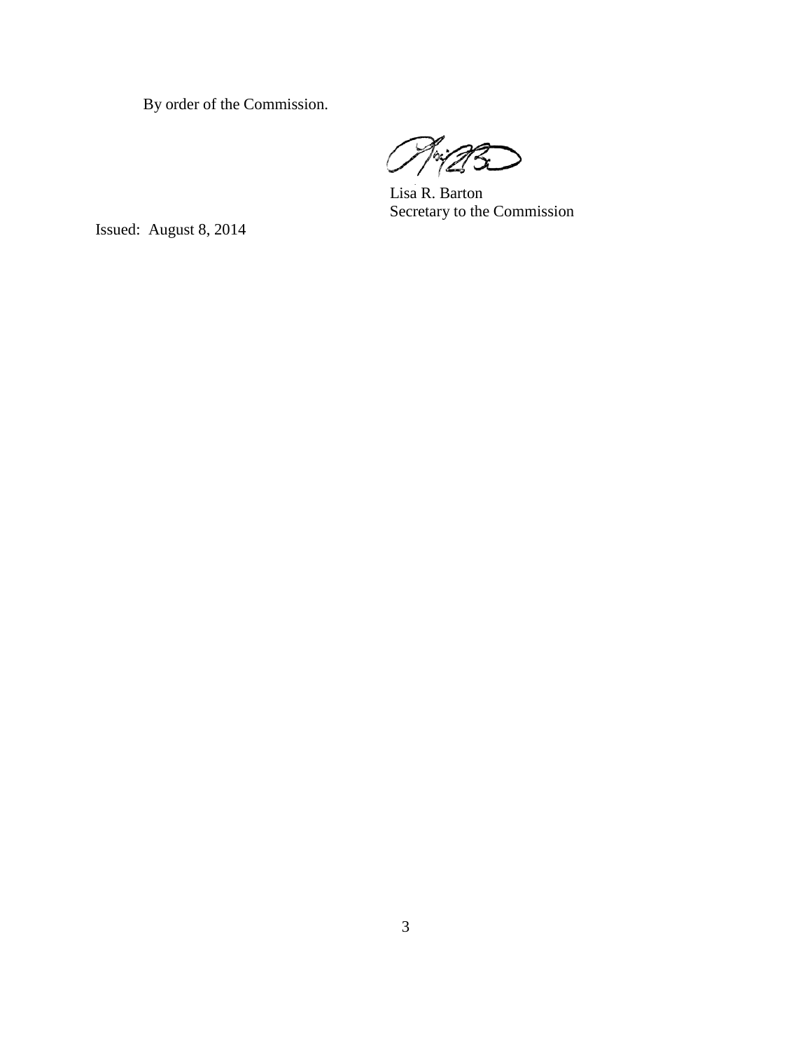By order of the Commission.

Lisa R. Barton
Secretary to the Commission

Issued: August 8, 2014